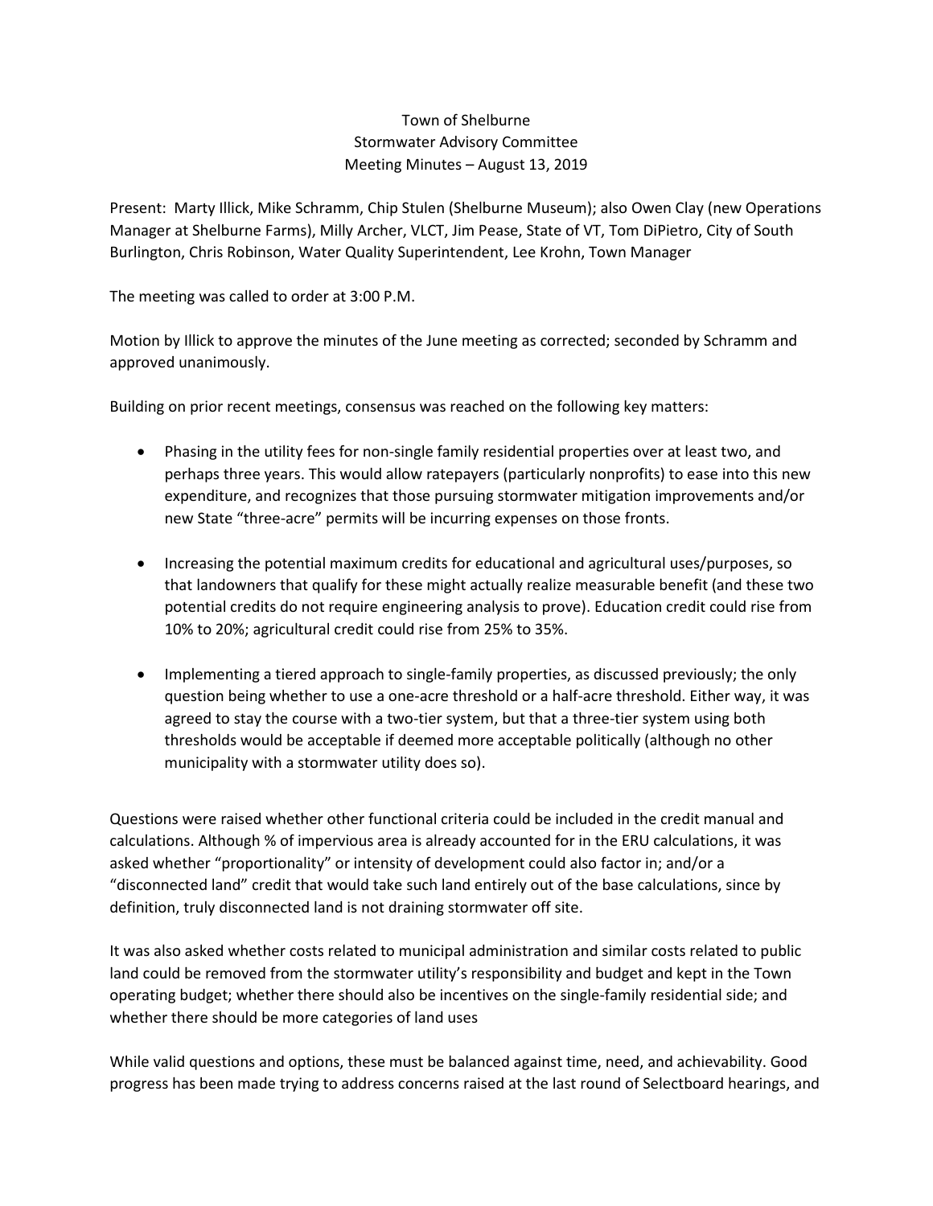Town of Shelburne
Stormwater Advisory Committee
Meeting Minutes – August 13, 2019

Present: Marty Illick, Mike Schramm, Chip Stulen (Shelburne Museum); also Owen Clay (new Operations Manager at Shelburne Farms), Milly Archer, VLCT, Jim Pease, State of VT, Tom DiPietro, City of South Burlington, Chris Robinson, Water Quality Superintendent, Lee Krohn, Town Manager

The meeting was called to order at 3:00 P.M.

Motion by Illick to approve the minutes of the June meeting as corrected; seconded by Schramm and approved unanimously.

Building on prior recent meetings, consensus was reached on the following key matters:

- Phasing in the utility fees for non-single family residential properties over at least two, and perhaps three years. This would allow ratepayers (particularly nonprofits) to ease into this new expenditure, and recognizes that those pursuing stormwater mitigation improvements and/or new State "three-acre" permits will be incurring expenses on those fronts.

- Increasing the potential maximum credits for educational and agricultural uses/purposes, so that landowners that qualify for these might actually realize measurable benefit (and these two potential credits do not require engineering analysis to prove). Education credit could rise from 10% to 20%; agricultural credit could rise from 25% to 35%.

- Implementing a tiered approach to single-family properties, as discussed previously; the only question being whether to use a one-acre threshold or a half-acre threshold. Either way, it was agreed to stay the course with a two-tier system, but that a three-tier system using both thresholds would be acceptable if deemed more acceptable politically (although no other municipality with a stormwater utility does so).

Questions were raised whether other functional criteria could be included in the credit manual and calculations. Although % of impervious area is already accounted for in the ERU calculations, it was asked whether "proportionality" or intensity of development could also factor in; and/or a "disconnected land" credit that would take such land entirely out of the base calculations, since by definition, truly disconnected land is not draining stormwater off site.

It was also asked whether costs related to municipal administration and similar costs related to public land could be removed from the stormwater utility's responsibility and budget and kept in the Town operating budget; whether there should also be incentives on the single-family residential side; and whether there should be more categories of land uses

While valid questions and options, these must be balanced against time, need, and achievability. Good progress has been made trying to address concerns raised at the last round of Selectboard hearings, and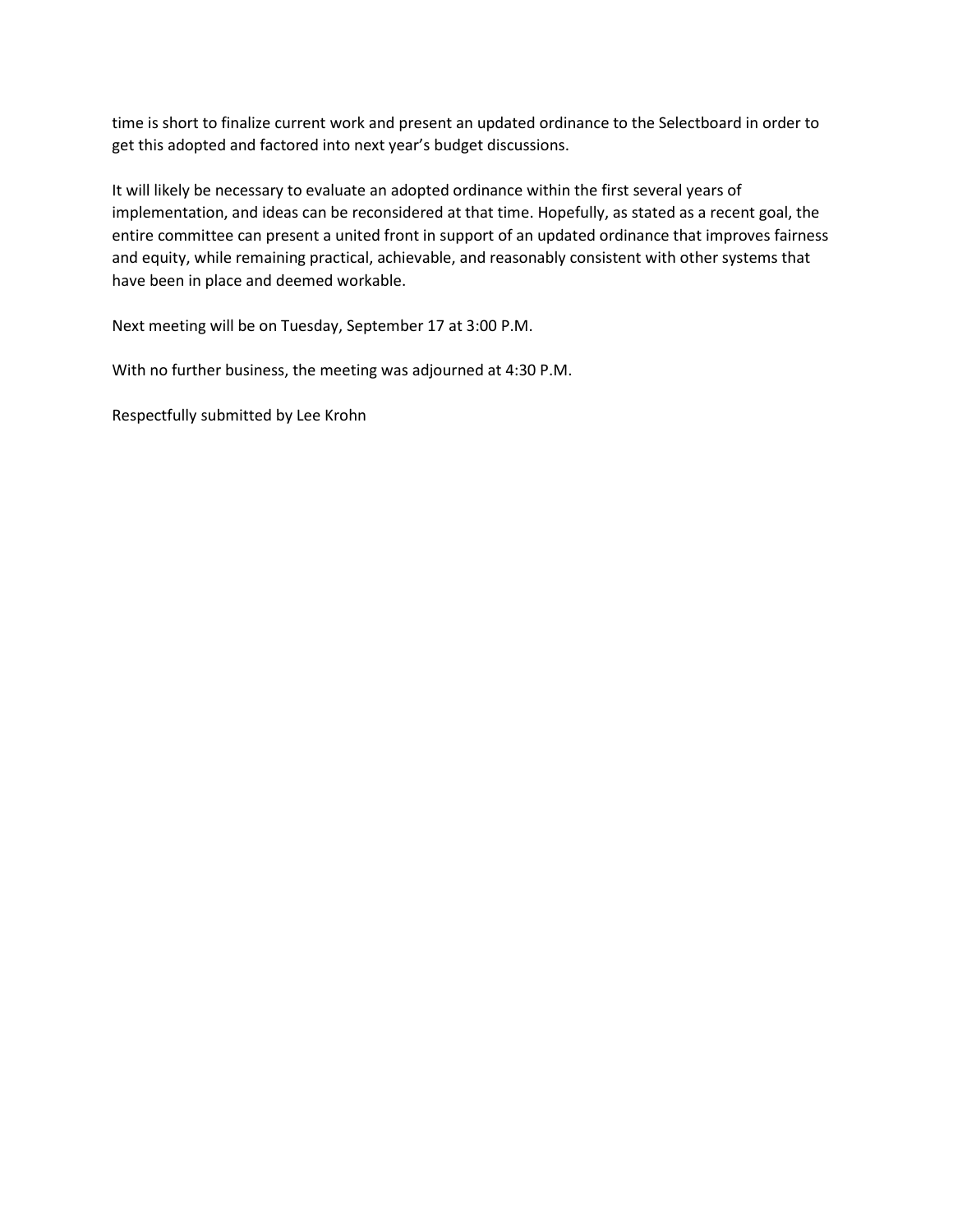time is short to finalize current work and present an updated ordinance to the Selectboard in order to get this adopted and factored into next year's budget discussions.

It will likely be necessary to evaluate an adopted ordinance within the first several years of implementation, and ideas can be reconsidered at that time. Hopefully, as stated as a recent goal, the entire committee can present a united front in support of an updated ordinance that improves fairness and equity, while remaining practical, achievable, and reasonably consistent with other systems that have been in place and deemed workable.

Next meeting will be on Tuesday, September 17 at 3:00 P.M.

With no further business, the meeting was adjourned at 4:30 P.M.

Respectfully submitted by Lee Krohn